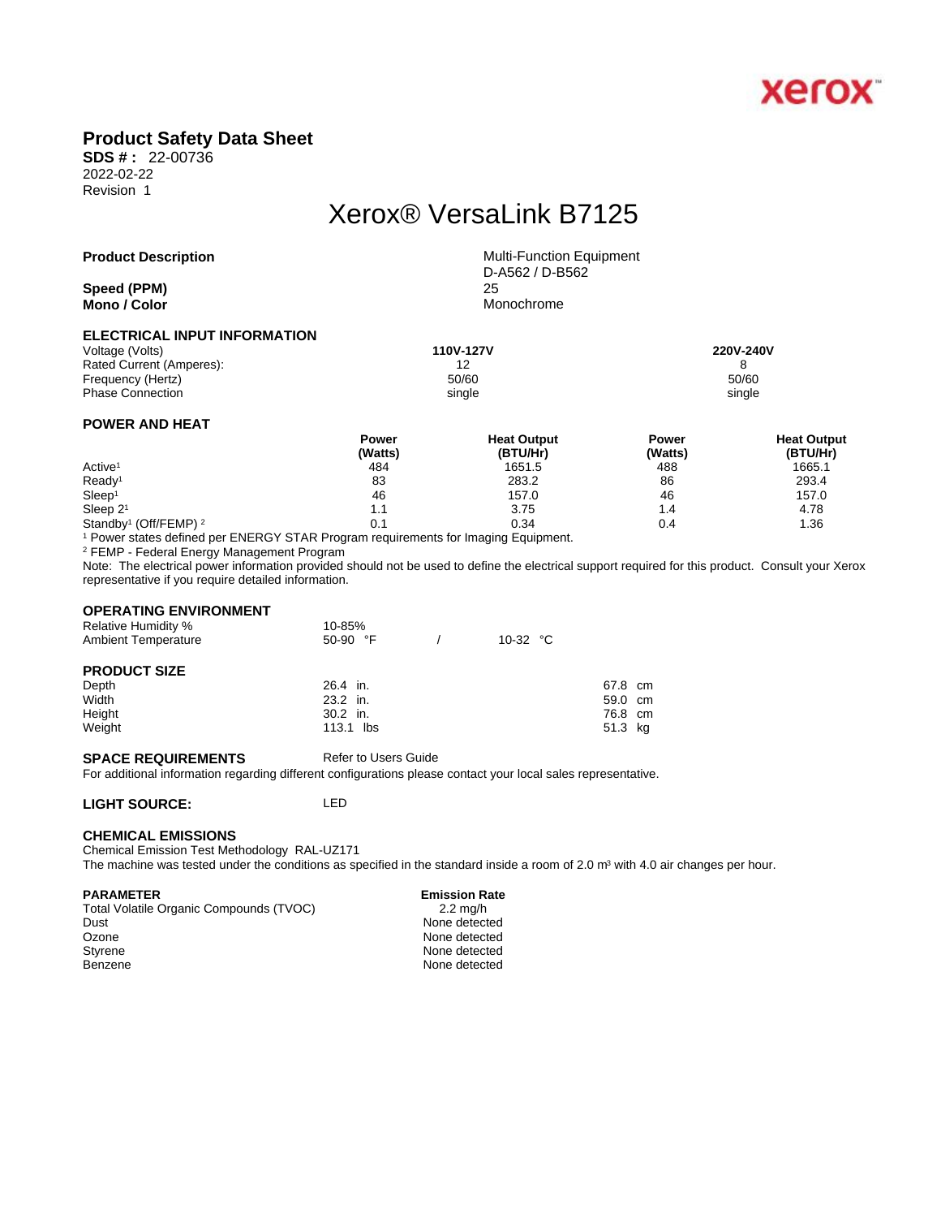xerox

# Product Safety Data Sheet

**SDS # :** 22-00736
2022-02-22
Revision 1

## Xerox® VersaLink B7125

| | |
|---|---|
| **Product Description** | Multi-Function Equipment<br>D-A562 / D-B562 |
| **Speed (PPM)** | 25 |
| **Mono / Color** | Monochrome |

### ELECTRICAL INPUT INFORMATION

| | 110V-127V | 220V-240V |
|---|---|---|
| Voltage (Volts) | 110V-127V | 220V-240V |
| Rated Current (Amperes): | 12 | 8 |
| Frequency (Hertz) | 50/60 | 50/60 |
| Phase Connection | single | single |

### POWER AND HEAT

| | Power (Watts) | Heat Output (BTU/Hr) | Power (Watts) | Heat Output (BTU/Hr) |
|---|---|---|---|---|
| Active[1] | 484 | 1651.5 | 488 | 1665.1 |
| Ready[1] | 83 | 283.2 | 86 | 293.4 |
| Sleep[1] | 46 | 157.0 | 46 | 157.0 |
| Sleep 2[1] | 1.1 | 3.75 | 1.4 | 4.78 |
| Standby[1] (Off/FEMP) [2] | 0.1 | 0.34 | 0.4 | 1.36 |

[1] Power states defined per ENERGY STAR Program requirements for Imaging Equipment.

[2] FEMP - Federal Energy Management Program

Note: The electrical power information provided should not be used to define the electrical support required for this product. Consult your Xerox representative if you require detailed information.

### OPERATING ENVIRONMENT

| | | |
|---|---|---|
| Relative Humidity % | 10-85% | |
| Ambient Temperature | 50-90 °F | / 10-32 °C |

### PRODUCT SIZE

| | | |
|---|---|---|
| Depth | 26.4 in. | 67.8 cm |
| Width | 23.2 in. | 59.0 cm |
| Height | 30.2 in. | 76.8 cm |
| Weight | 113.1 lbs | 51.3 kg |

**SPACE REQUIREMENTS** Refer to Users Guide

For additional information regarding different configurations please contact your local sales representative.

**LIGHT SOURCE:** LED

### CHEMICAL EMISSIONS

Chemical Emission Test Methodology RAL-UZ171

The machine was tested under the conditions as specified in the standard inside a room of 2.0 m³ with 4.0 air changes per hour.

| PARAMETER | Emission Rate |
|---|---|
| Total Volatile Organic Compounds (TVOC) | 2.2 mg/h |
| Dust | None detected |
| Ozone | None detected |
| Styrene | None detected |
| Benzene | None detected |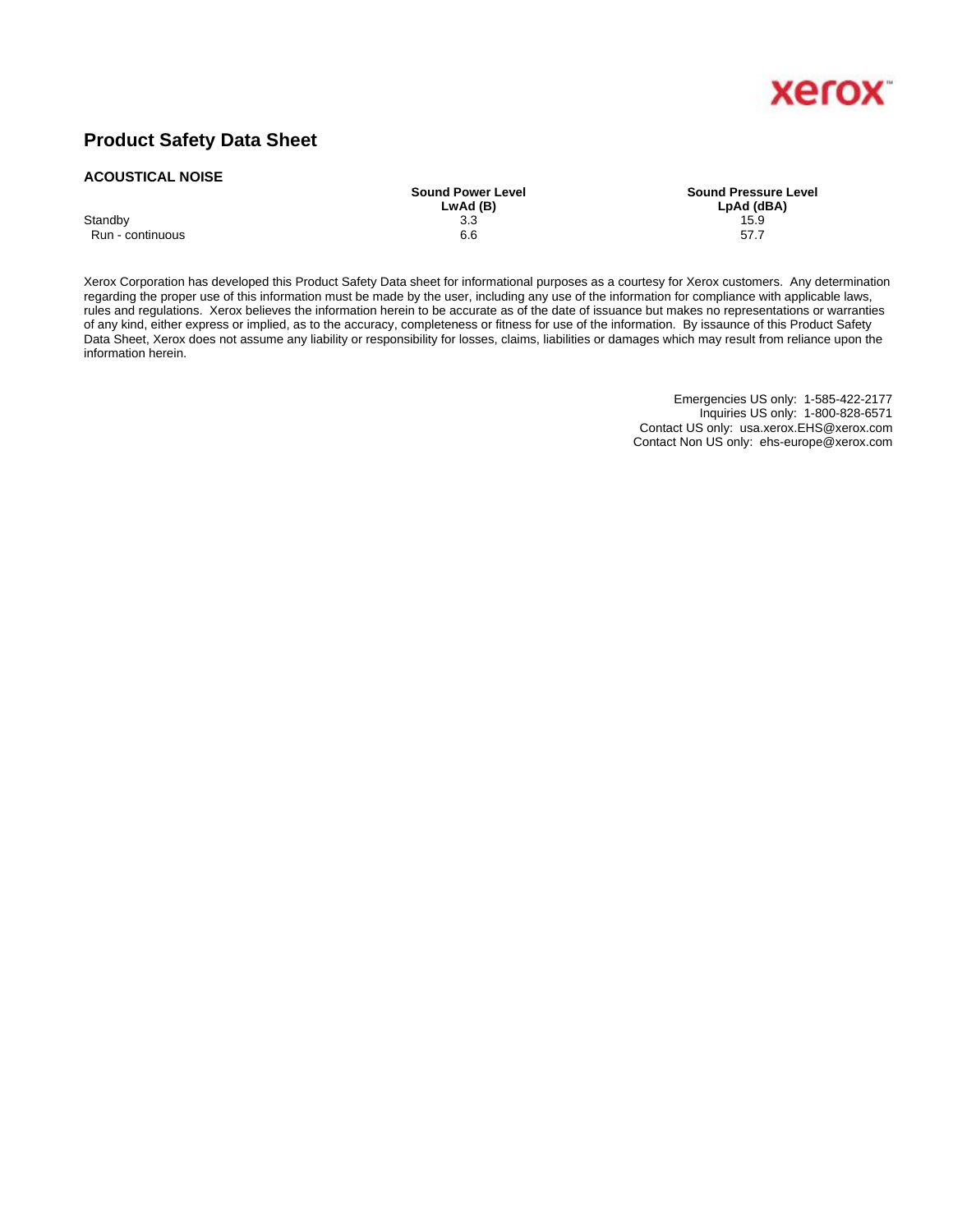# Product Safety Data Sheet

## ACOUSTICAL NOISE

| | Sound Power Level LwAd (B) | Sound Pressure Level LpAd (dBA) |
|---|---|---|
| Standby | 3.3 | 15.9 |
| Run - continuous | 6.6 | 57.7 |

Xerox Corporation has developed this Product Safety Data sheet for informational purposes as a courtesy for Xerox customers. Any determination regarding the proper use of this information must be made by the user, including any use of the information for compliance with applicable laws, rules and regulations. Xerox believes the information herein to be accurate as of the date of issuance but makes no representations or warranties of any kind, either express or implied, as to the accuracy, completeness or fitness for use of the information. By issuance of this Product Safety Data Sheet, Xerox does not assume any liability or responsibility for losses, claims, liabilities or damages which may result from reliance upon the information herein.

Emergencies US only: 1-585-422-2177
Inquiries US only: 1-800-828-6571
Contact US only: usa.xerox.EHS@xerox.com
Contact Non US only: ehs-europe@xerox.com